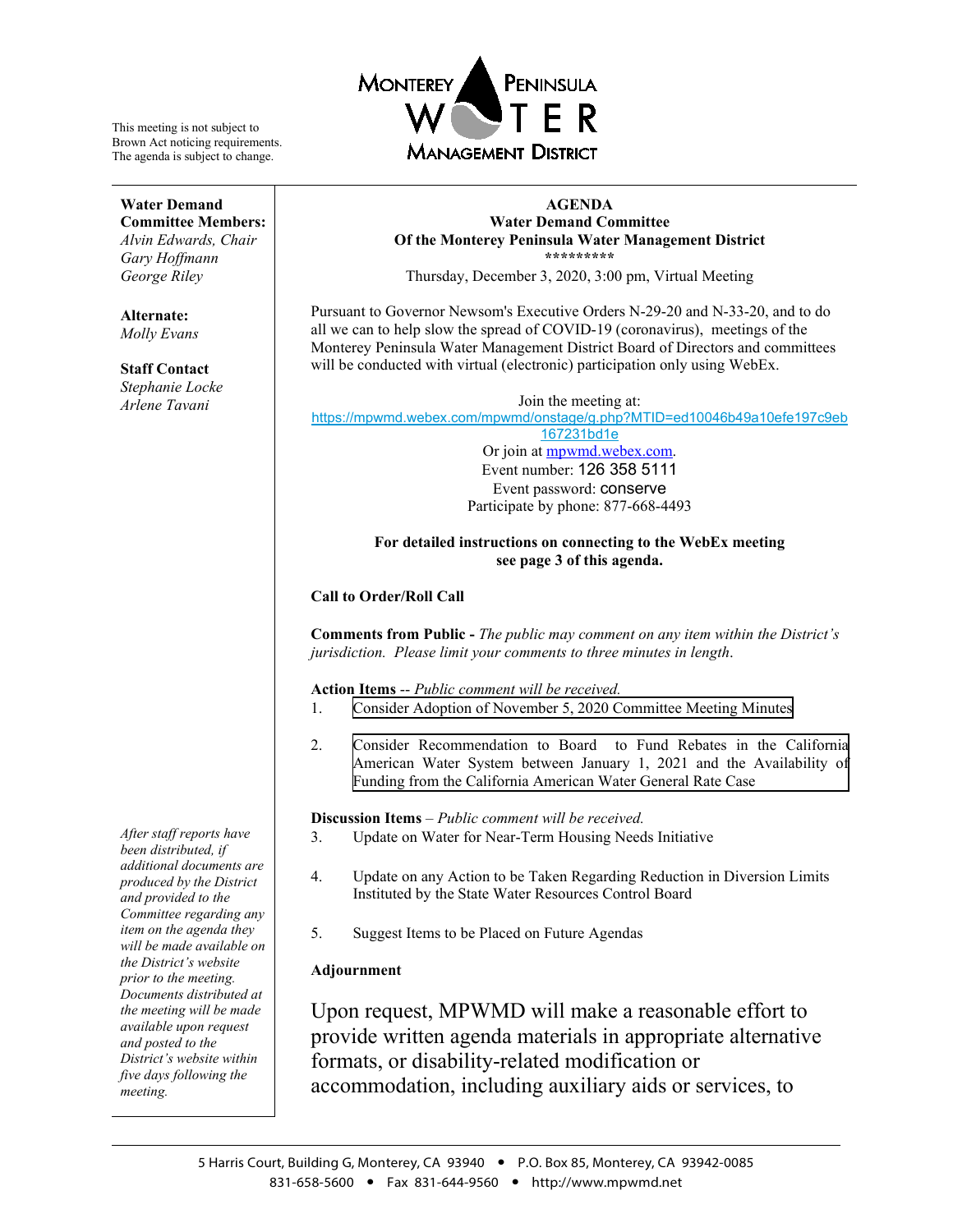This meeting is not subject to Brown Act noticing requirements. The agenda is subject to change.

MONTEREY PENINSULA WATER MANAGEMENT DISTRICT

**Water Demand Committee Members:**
*Alvin Edwards, Chair*
*Gary Hoffmann*
*George Riley*

**Alternate:**
*Molly Evans*

**Staff Contact**
*Stephanie Locke*
*Arlene Tavani*

*After staff reports have been distributed, if additional documents are produced by the District and provided to the Committee regarding any item on the agenda they will be made available on the District's website prior to the meeting. Documents distributed at the meeting will be made available upon request and posted to the District's website within five days following the meeting.*

**AGENDA**
**Water Demand Committee**
**Of the Monterey Peninsula Water Management District**
**\*\*\*\*\*\*\*\*\***
Thursday, December 3, 2020, 3:00 pm, Virtual Meeting

Pursuant to Governor Newsom's Executive Orders N-29-20 and N-33-20, and to do all we can to help slow the spread of COVID-19 (coronavirus), meetings of the Monterey Peninsula Water Management District Board of Directors and committees will be conducted with virtual (electronic) participation only using WebEx.

Join the meeting at:
https://mpwmd.webex.com/mpwmd/onstage/g.php?MTID=ed10046b49a10efe197c9eb167231bd1e
Or join at mpwmd.webex.com.
Event number: 126 358 5111
Event password: conserve
Participate by phone: 877-668-4493

**For detailed instructions on connecting to the WebEx meeting see page 3 of this agenda.**

**Call to Order/Roll Call**

**Comments from Public -** *The public may comment on any item within the District's jurisdiction. Please limit your comments to three minutes in length.*

**Action Items** -- *Public comment will be received.*

1. Consider Adoption of November 5, 2020 Committee Meeting Minutes

2. Consider Recommendation to Board to Fund Rebates in the California American Water System between January 1, 2021 and the Availability of Funding from the California American Water General Rate Case

**Discussion Items** – *Public comment will be received.*

3. Update on Water for Near-Term Housing Needs Initiative

4. Update on any Action to be Taken Regarding Reduction in Diversion Limits Instituted by the State Water Resources Control Board

5. Suggest Items to be Placed on Future Agendas

**Adjournment**

Upon request, MPWMD will make a reasonable effort to provide written agenda materials in appropriate alternative formats, or disability-related modification or accommodation, including auxiliary aids or services, to

5 Harris Court, Building G, Monterey, CA 93940 • P.O. Box 85, Monterey, CA 93942-0085
831-658-5600 • Fax 831-644-9560 • http://www.mpwmd.net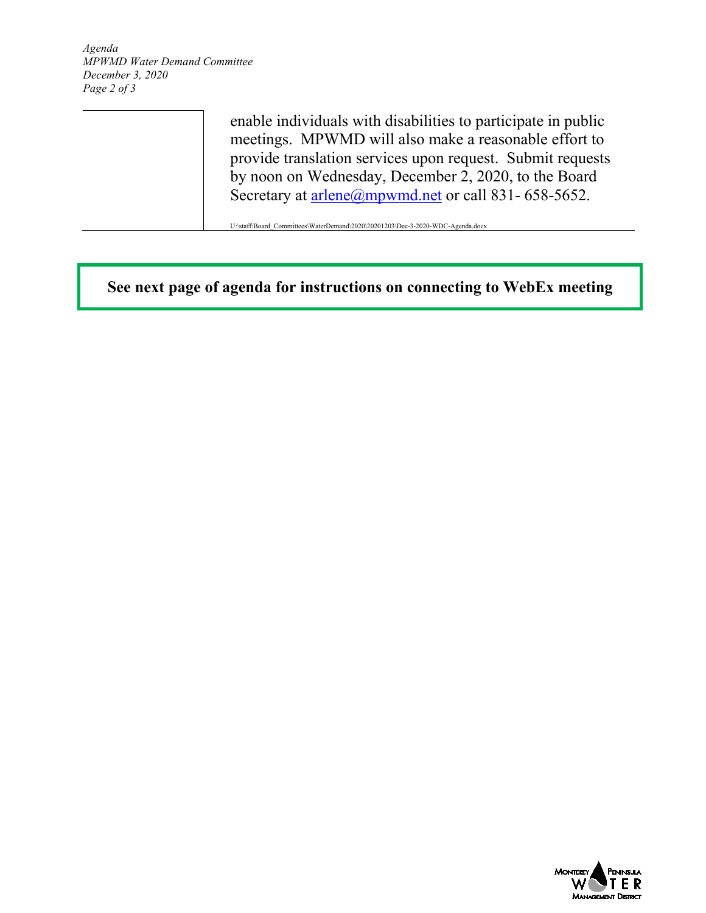enable individuals with disabilities to participate in public meetings. MPWMD will also make a reasonable effort to provide translation services upon request. Submit requests by noon on Wednesday, December 2, 2020, to the Board Secretary at [arlene@mpwmd.net](mailto:arlene@mpwmd.net) or call 831- 658-5652.

U:\staff\Board_Committees\WaterDemand\2020\20201203\Dec-3-2020-WDC-Agenda.docx

**See next page of agenda for instructions on connecting to WebEx meeting**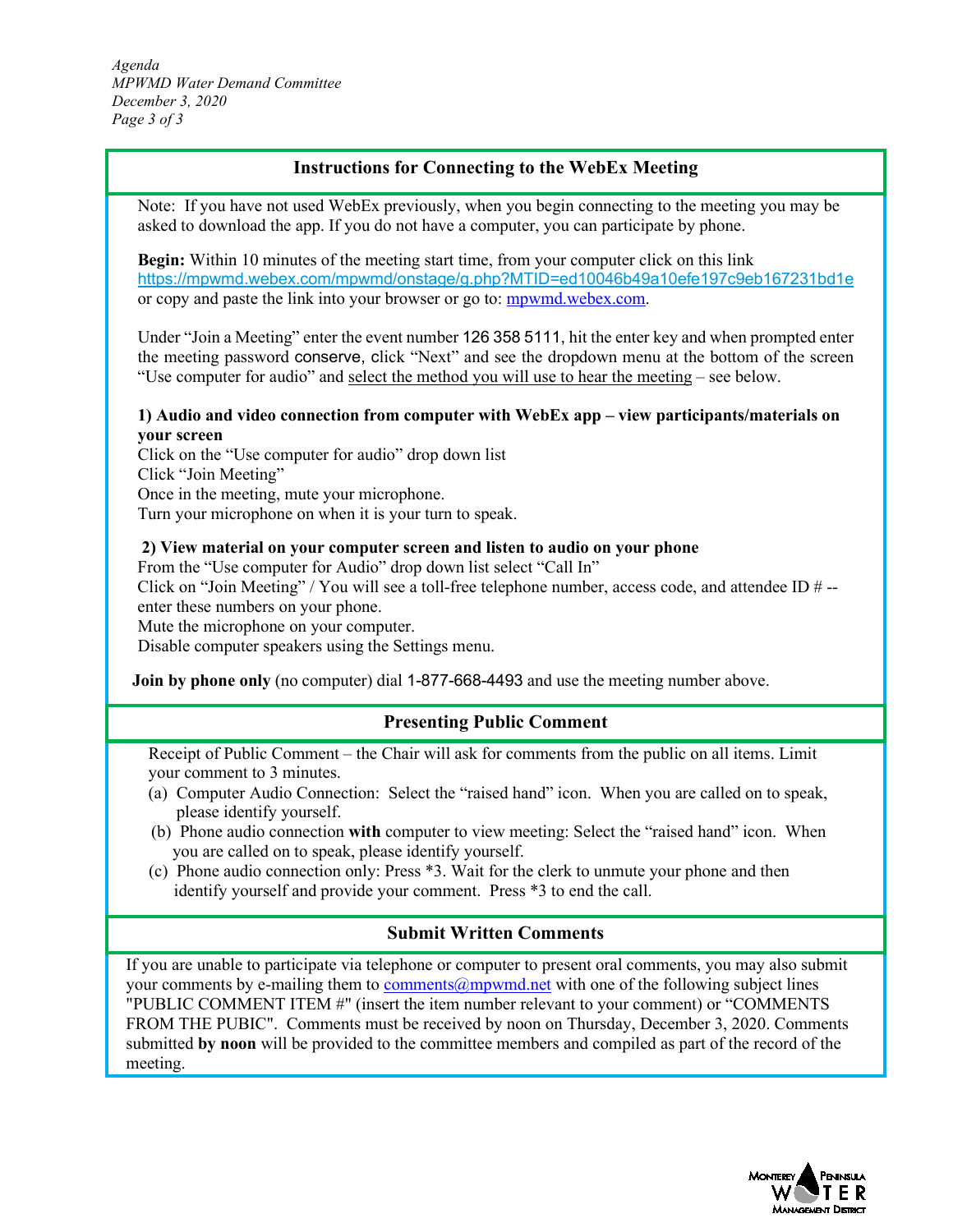## Instructions for Connecting to the WebEx Meeting

Note: If you have not used WebEx previously, when you begin connecting to the meeting you may be asked to download the app. If you do not have a computer, you can participate by phone.

**Begin:** Within 10 minutes of the meeting start time, from your computer click on this link https://mpwmd.webex.com/mpwmd/onstage/g.php?MTID=ed10046b49a10efe197c9eb167231bd1e or copy and paste the link into your browser or go to: mpwmd.webex.com.

Under "Join a Meeting" enter the event number 126 358 5111, hit the enter key and when prompted enter the meeting password conserve, click "Next" and see the dropdown menu at the bottom of the screen "Use computer for audio" and select the method you will use to hear the meeting – see below.

**1) Audio and video connection from computer with WebEx app – view participants/materials on your screen**

Click on the "Use computer for audio" drop down list
Click "Join Meeting"
Once in the meeting, mute your microphone.
Turn your microphone on when it is your turn to speak.

**2) View material on your computer screen and listen to audio on your phone**

From the "Use computer for Audio" drop down list select "Call In"
Click on "Join Meeting" / You will see a toll-free telephone number, access code, and attendee ID # -- enter these numbers on your phone.
Mute the microphone on your computer.
Disable computer speakers using the Settings menu.

**Join by phone only** (no computer) dial 1-877-668-4493 and use the meeting number above.

## Presenting Public Comment

Receipt of Public Comment – the Chair will ask for comments from the public on all items. Limit your comment to 3 minutes.

(a) Computer Audio Connection: Select the "raised hand" icon. When you are called on to speak, please identify yourself.

(b) Phone audio connection **with** computer to view meeting: Select the "raised hand" icon. When you are called on to speak, please identify yourself.

(c) Phone audio connection only: Press *3. Wait for the clerk to unmute your phone and then identify yourself and provide your comment. Press *3 to end the call.

## Submit Written Comments

If you are unable to participate via telephone or computer to present oral comments, you may also submit your comments by e-mailing them to comments@mpwmd.net with one of the following subject lines "PUBLIC COMMENT ITEM #" (insert the item number relevant to your comment) or "COMMENTS FROM THE PUBIC". Comments must be received by noon on Thursday, December 3, 2020. Comments submitted **by noon** will be provided to the committee members and compiled as part of the record of the meeting.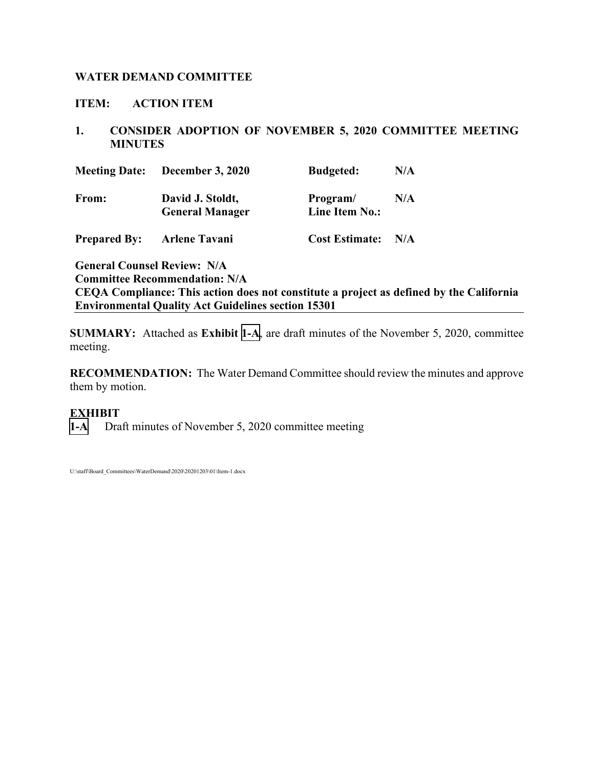**WATER DEMAND COMMITTEE**

**ITEM: ACTION ITEM**

**1. CONSIDER ADOPTION OF NOVEMBER 5, 2020 COMMITTEE MEETING MINUTES**

| | | | |
|---|---|---|---|
| **Meeting Date:** | **December 3, 2020** | **Budgeted:** | **N/A** |
| **From:** | **David J. Stoldt, General Manager** | **Program/ Line Item No.:** | **N/A** |
| **Prepared By:** | **Arlene Tavani** | **Cost Estimate:** | **N/A** |

**General Counsel Review: N/A**
**Committee Recommendation: N/A**
**CEQA Compliance: This action does not constitute a project as defined by the California Environmental Quality Act Guidelines section 15301**

**SUMMARY:** Attached as **Exhibit 1-A**, are draft minutes of the November 5, 2020, committee meeting.

**RECOMMENDATION:** The Water Demand Committee should review the minutes and approve them by motion.

**EXHIBIT**

1-A Draft minutes of November 5, 2020 committee meeting

U:\staff\Board_Committees\WaterDemand\2020\20201203\01\Item-1.docx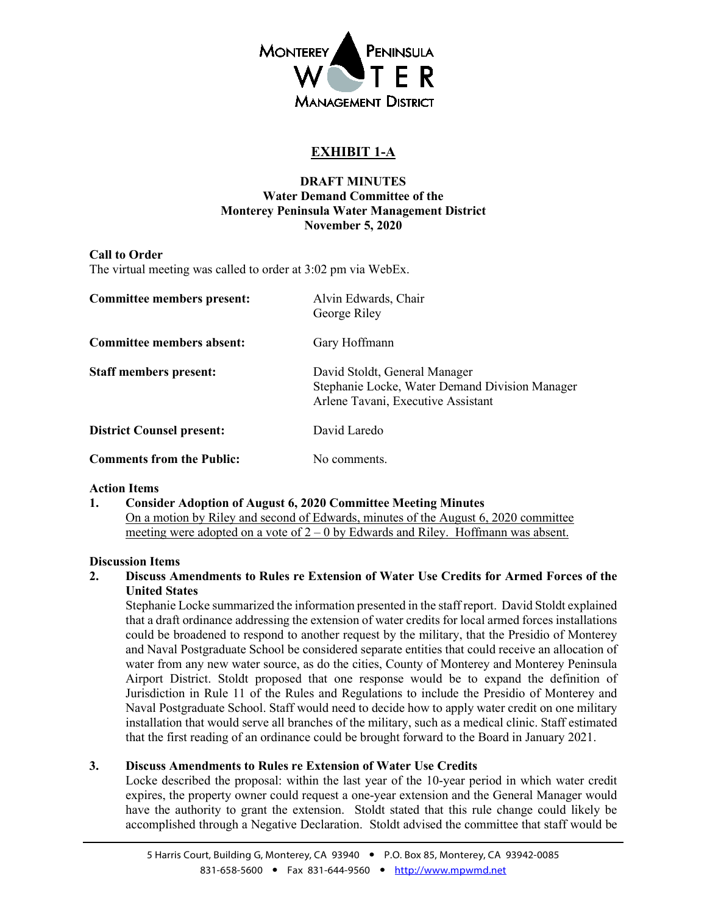MONTEREY PENINSULA WATER MANAGEMENT DISTRICT

# EXHIBIT 1-A

**DRAFT MINUTES**
**Water Demand Committee of the**
**Monterey Peninsula Water Management District**
**November 5, 2020**

**Call to Order**
The virtual meeting was called to order at 3:02 pm via WebEx.

| | |
|---|---|
| **Committee members present:** | Alvin Edwards, Chair<br>George Riley |
| **Committee members absent:** | Gary Hoffmann |
| **Staff members present:** | David Stoldt, General Manager<br>Stephanie Locke, Water Demand Division Manager<br>Arlene Tavani, Executive Assistant |
| **District Counsel present:** | David Laredo |
| **Comments from the Public:** | No comments. |

**Action Items**

1. **Consider Adoption of August 6, 2020 Committee Meeting Minutes**
   On a motion by Riley and second of Edwards, minutes of the August 6, 2020 committee meeting were adopted on a vote of 2 – 0 by Edwards and Riley. Hoffmann was absent.

**Discussion Items**

2. **Discuss Amendments to Rules re Extension of Water Use Credits for Armed Forces of the United States**
   Stephanie Locke summarized the information presented in the staff report. David Stoldt explained that a draft ordinance addressing the extension of water credits for local armed forces installations could be broadened to respond to another request by the military, that the Presidio of Monterey and Naval Postgraduate School be considered separate entities that could receive an allocation of water from any new water source, as do the cities, County of Monterey and Monterey Peninsula Airport District. Stoldt proposed that one response would be to expand the definition of Jurisdiction in Rule 11 of the Rules and Regulations to include the Presidio of Monterey and Naval Postgraduate School. Staff would need to decide how to apply water credit on one military installation that would serve all branches of the military, such as a medical clinic. Staff estimated that the first reading of an ordinance could be brought forward to the Board in January 2021.

3. **Discuss Amendments to Rules re Extension of Water Use Credits**
   Locke described the proposal: within the last year of the 10-year period in which water credit expires, the property owner could request a one-year extension and the General Manager would have the authority to grant the extension. Stoldt stated that this rule change could likely be accomplished through a Negative Declaration. Stoldt advised the committee that staff would be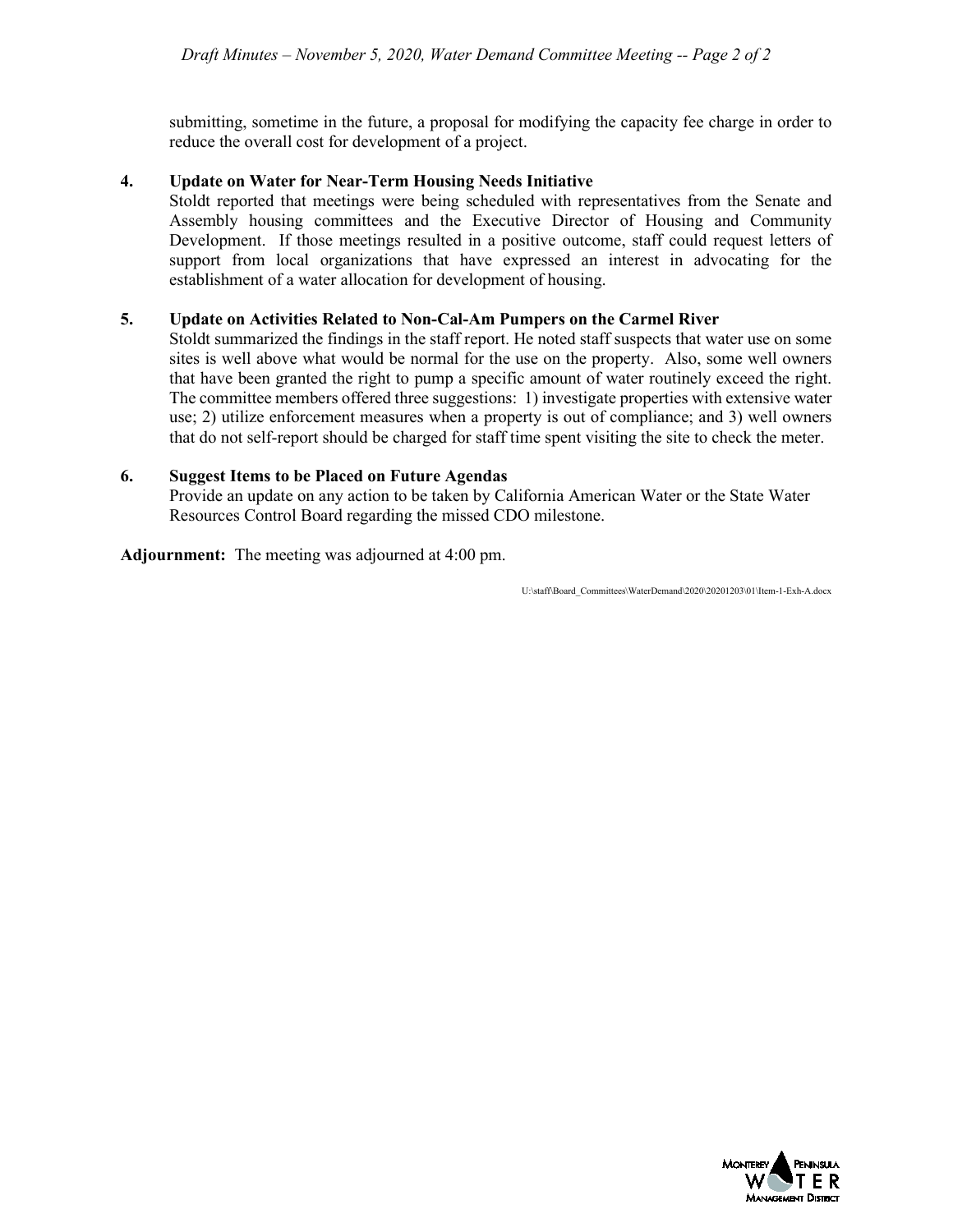submitting, sometime in the future, a proposal for modifying the capacity fee charge in order to reduce the overall cost for development of a project.

**4. Update on Water for Near-Term Housing Needs Initiative**

Stoldt reported that meetings were being scheduled with representatives from the Senate and Assembly housing committees and the Executive Director of Housing and Community Development. If those meetings resulted in a positive outcome, staff could request letters of support from local organizations that have expressed an interest in advocating for the establishment of a water allocation for development of housing.

**5. Update on Activities Related to Non-Cal-Am Pumpers on the Carmel River**

Stoldt summarized the findings in the staff report. He noted staff suspects that water use on some sites is well above what would be normal for the use on the property. Also, some well owners that have been granted the right to pump a specific amount of water routinely exceed the right. The committee members offered three suggestions: 1) investigate properties with extensive water use; 2) utilize enforcement measures when a property is out of compliance; and 3) well owners that do not self-report should be charged for staff time spent visiting the site to check the meter.

**6. Suggest Items to be Placed on Future Agendas**

Provide an update on any action to be taken by California American Water or the State Water Resources Control Board regarding the missed CDO milestone.

**Adjournment:** The meeting was adjourned at 4:00 pm.

U:\staff\Board_Committees\WaterDemand\2020\20201203\01\Item-1-Exh-A.docx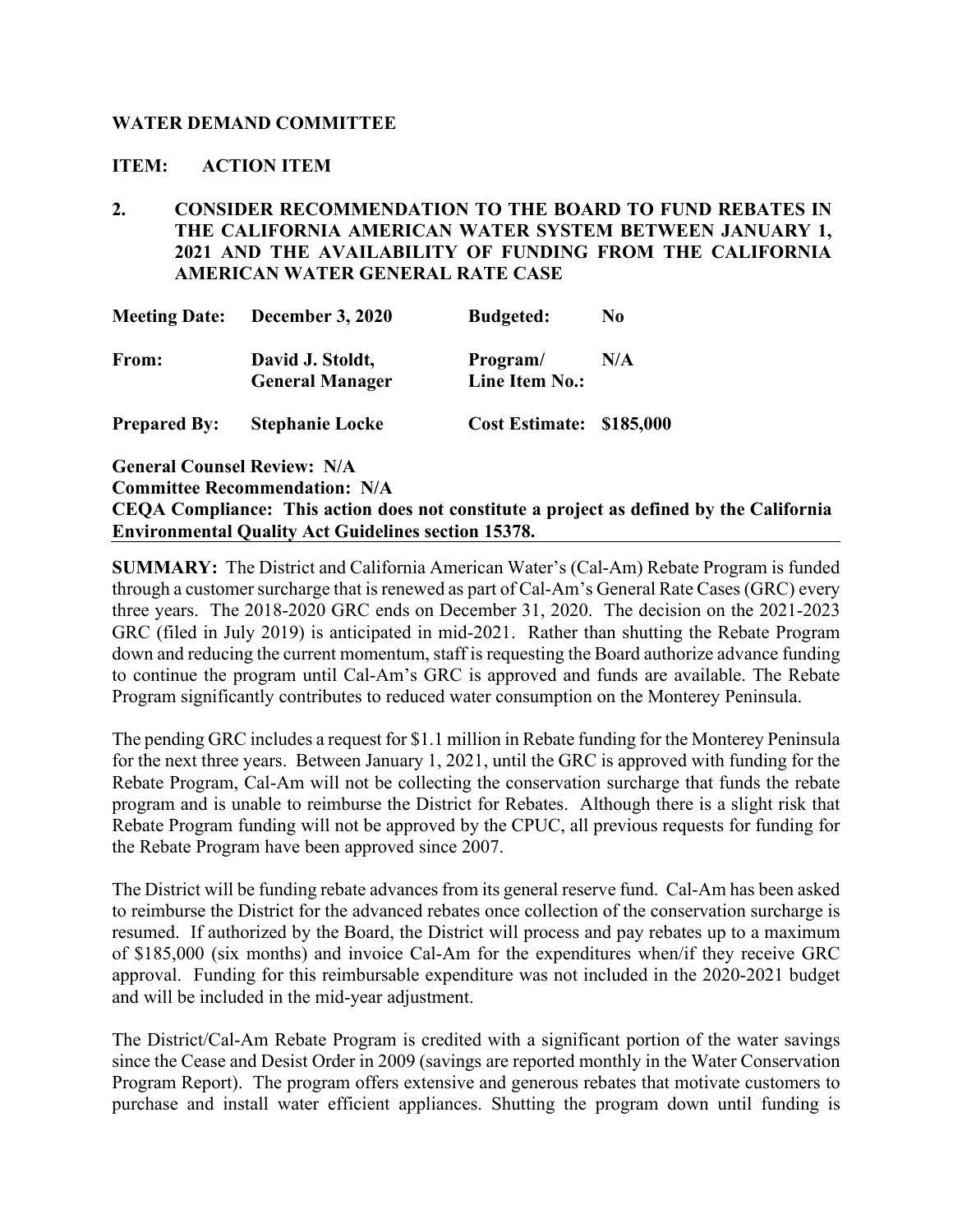**WATER DEMAND COMMITTEE**

**ITEM: ACTION ITEM**

**2. CONSIDER RECOMMENDATION TO THE BOARD TO FUND REBATES IN THE CALIFORNIA AMERICAN WATER SYSTEM BETWEEN JANUARY 1, 2021 AND THE AVAILABILITY OF FUNDING FROM THE CALIFORNIA AMERICAN WATER GENERAL RATE CASE**

| | | | |
|---|---|---|---|
| **Meeting Date:** | **December 3, 2020** | **Budgeted:** | **No** |
| **From:** | **David J. Stoldt, General Manager** | **Program/ Line Item No.:** | **N/A** |
| **Prepared By:** | **Stephanie Locke** | **Cost Estimate:** | **$185,000** |

**General Counsel Review: N/A**
**Committee Recommendation: N/A**
**CEQA Compliance: This action does not constitute a project as defined by the California Environmental Quality Act Guidelines section 15378.**

**SUMMARY:** The District and California American Water's (Cal-Am) Rebate Program is funded through a customer surcharge that is renewed as part of Cal-Am's General Rate Cases (GRC) every three years. The 2018-2020 GRC ends on December 31, 2020. The decision on the 2021-2023 GRC (filed in July 2019) is anticipated in mid-2021. Rather than shutting the Rebate Program down and reducing the current momentum, staff is requesting the Board authorize advance funding to continue the program until Cal-Am's GRC is approved and funds are available. The Rebate Program significantly contributes to reduced water consumption on the Monterey Peninsula.

The pending GRC includes a request for $1.1 million in Rebate funding for the Monterey Peninsula for the next three years. Between January 1, 2021, until the GRC is approved with funding for the Rebate Program, Cal-Am will not be collecting the conservation surcharge that funds the rebate program and is unable to reimburse the District for Rebates. Although there is a slight risk that Rebate Program funding will not be approved by the CPUC, all previous requests for funding for the Rebate Program have been approved since 2007.

The District will be funding rebate advances from its general reserve fund. Cal-Am has been asked to reimburse the District for the advanced rebates once collection of the conservation surcharge is resumed. If authorized by the Board, the District will process and pay rebates up to a maximum of $185,000 (six months) and invoice Cal-Am for the expenditures when/if they receive GRC approval. Funding for this reimbursable expenditure was not included in the 2020-2021 budget and will be included in the mid-year adjustment.

The District/Cal-Am Rebate Program is credited with a significant portion of the water savings since the Cease and Desist Order in 2009 (savings are reported monthly in the Water Conservation Program Report). The program offers extensive and generous rebates that motivate customers to purchase and install water efficient appliances. Shutting the program down until funding is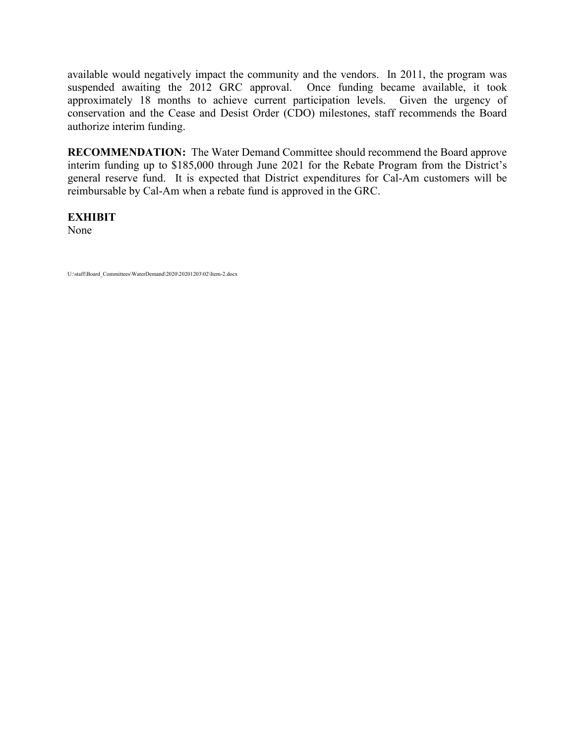available would negatively impact the community and the vendors. In 2011, the program was suspended awaiting the 2012 GRC approval. Once funding became available, it took approximately 18 months to achieve current participation levels. Given the urgency of conservation and the Cease and Desist Order (CDO) milestones, staff recommends the Board authorize interim funding.

**RECOMMENDATION:** The Water Demand Committee should recommend the Board approve interim funding up to $185,000 through June 2021 for the Rebate Program from the District's general reserve fund. It is expected that District expenditures for Cal-Am customers will be reimbursable by Cal-Am when a rebate fund is approved in the GRC.

**EXHIBIT**

None

U:\staff\Board_Committees\WaterDemand\2020\20201203\02\Item-2.docx